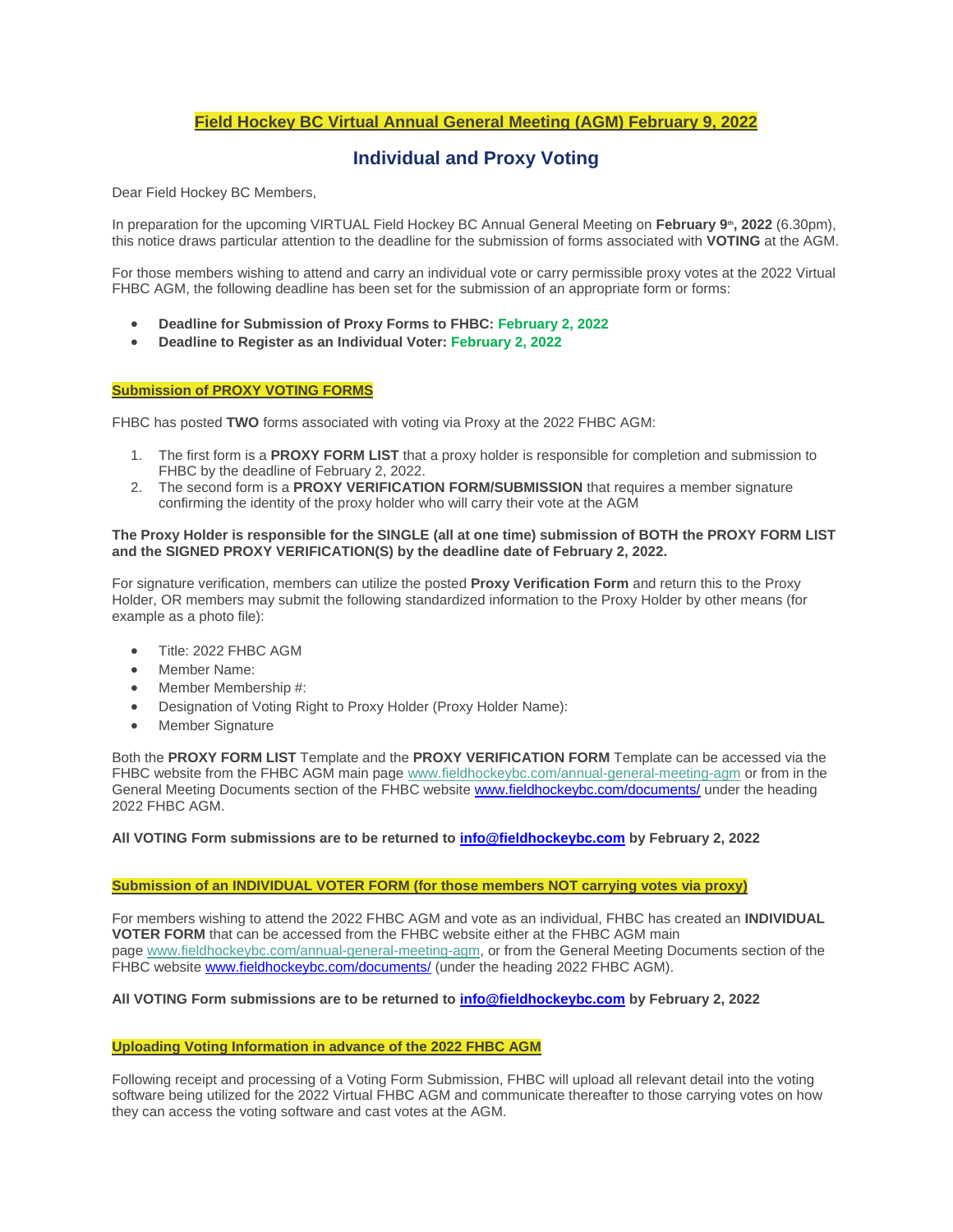# Field Hockey BC Virtual Annual General Meeting (AGM) February 9, 2022

## Individual and Proxy Voting

Dear Field Hockey BC Members,

In preparation for the upcoming VIRTUAL Field Hockey BC Annual General Meeting on **February 9th, 2022** (6.30pm), this notice draws particular attention to the deadline for the submission of forms associated with **VOTING** at the AGM.

For those members wishing to attend and carry an individual vote or carry permissible proxy votes at the 2022 Virtual FHBC AGM, the following deadline has been set for the submission of an appropriate form or forms:

- **Deadline for Submission of Proxy Forms to FHBC: February 2, 2022**
- **Deadline to Register as an Individual Voter: February 2, 2022**

### Submission of PROXY VOTING FORMS

FHBC has posted **TWO** forms associated with voting via Proxy at the 2022 FHBC AGM:

1. The first form is a **PROXY FORM LIST** that a proxy holder is responsible for completion and submission to FHBC by the deadline of February 2, 2022.
2. The second form is a **PROXY VERIFICATION FORM/SUBMISSION** that requires a member signature confirming the identity of the proxy holder who will carry their vote at the AGM

**The Proxy Holder is responsible for the SINGLE (all at one time) submission of BOTH the PROXY FORM LIST and the SIGNED PROXY VERIFICATION(S) by the deadline date of February 2, 2022.**

For signature verification, members can utilize the posted **Proxy Verification Form** and return this to the Proxy Holder, OR members may submit the following standardized information to the Proxy Holder by other means (for example as a photo file):

- Title: 2022 FHBC AGM
- Member Name:
- Member Membership #:
- Designation of Voting Right to Proxy Holder (Proxy Holder Name):
- Member Signature

Both the **PROXY FORM LIST** Template and the **PROXY VERIFICATION FORM** Template can be accessed via the FHBC website from the FHBC AGM main page www.fieldhockeybc.com/annual-general-meeting-agm or from in the General Meeting Documents section of the FHBC website www.fieldhockeybc.com/documents/ under the heading 2022 FHBC AGM.

**All VOTING Form submissions are to be returned to info@fieldhockeybc.com by February 2, 2022**

### Submission of an INDIVIDUAL VOTER FORM (for those members NOT carrying votes via proxy)

For members wishing to attend the 2022 FHBC AGM and vote as an individual, FHBC has created an **INDIVIDUAL VOTER FORM** that can be accessed from the FHBC website either at the FHBC AGM main page www.fieldhockeybc.com/annual-general-meeting-agm, or from the General Meeting Documents section of the FHBC website www.fieldhockeybc.com/documents/ (under the heading 2022 FHBC AGM).

**All VOTING Form submissions are to be returned to info@fieldhockeybc.com by February 2, 2022**

### Uploading Voting Information in advance of the 2022 FHBC AGM

Following receipt and processing of a Voting Form Submission, FHBC will upload all relevant detail into the voting software being utilized for the 2022 Virtual FHBC AGM and communicate thereafter to those carrying votes on how they can access the voting software and cast votes at the AGM.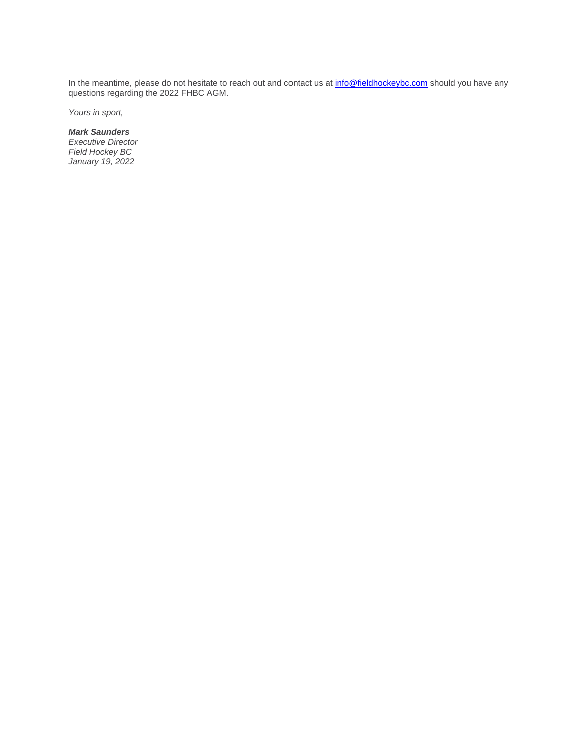In the meantime, please do not hesitate to reach out and contact us at [info@fieldhockeybc.com](mailto:info@fieldhockeybc.com) should you have any questions regarding the 2022 FHBC AGM.

*Yours in sport,*

***Mark Saunders***
*Executive Director*
*Field Hockey BC*
*January 19, 2022*